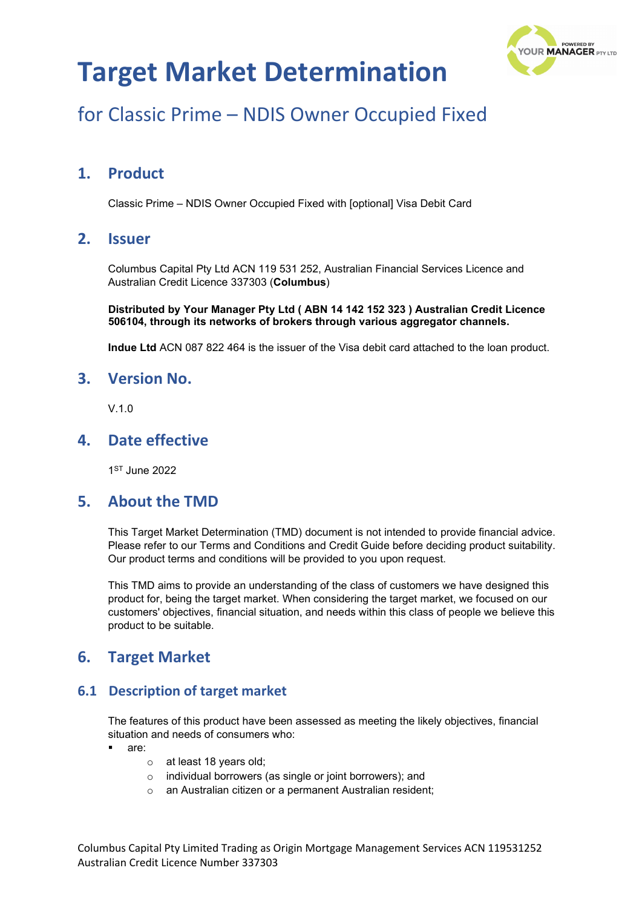# Target Market Determination

## for Classic Prime – NDIS Owner Occupied Fixed

## 1. Product

Classic Prime – NDIS Owner Occupied Fixed with [optional] Visa Debit Card

## 2. Issuer

Columbus Capital Pty Ltd ACN 119 531 252, Australian Financial Services Licence and Australian Credit Licence 337303 (**Columbus**)

**Distributed by Your Manager Pty Ltd ( ABN 14 142 152 323 ) Australian Credit Licence 506104, through its networks of brokers through various aggregator channels.**

**Indue Ltd** ACN 087 822 464 is the issuer of the Visa debit card attached to the loan product.

## 3. Version No.

V.1.0

## 4. Date effective

1ST June 2022

## 5. About the TMD

This Target Market Determination (TMD) document is not intended to provide financial advice. Please refer to our Terms and Conditions and Credit Guide before deciding product suitability. Our product terms and conditions will be provided to you upon request.

This TMD aims to provide an understanding of the class of customers we have designed this product for, being the target market. When considering the target market, we focused on our customers' objectives, financial situation, and needs within this class of people we believe this product to be suitable.

## 6. Target Market

### 6.1 Description of target market

The features of this product have been assessed as meeting the likely objectives, financial situation and needs of consumers who:

- are:
  - at least 18 years old;
  - individual borrowers (as single or joint borrowers); and
  - an Australian citizen or a permanent Australian resident;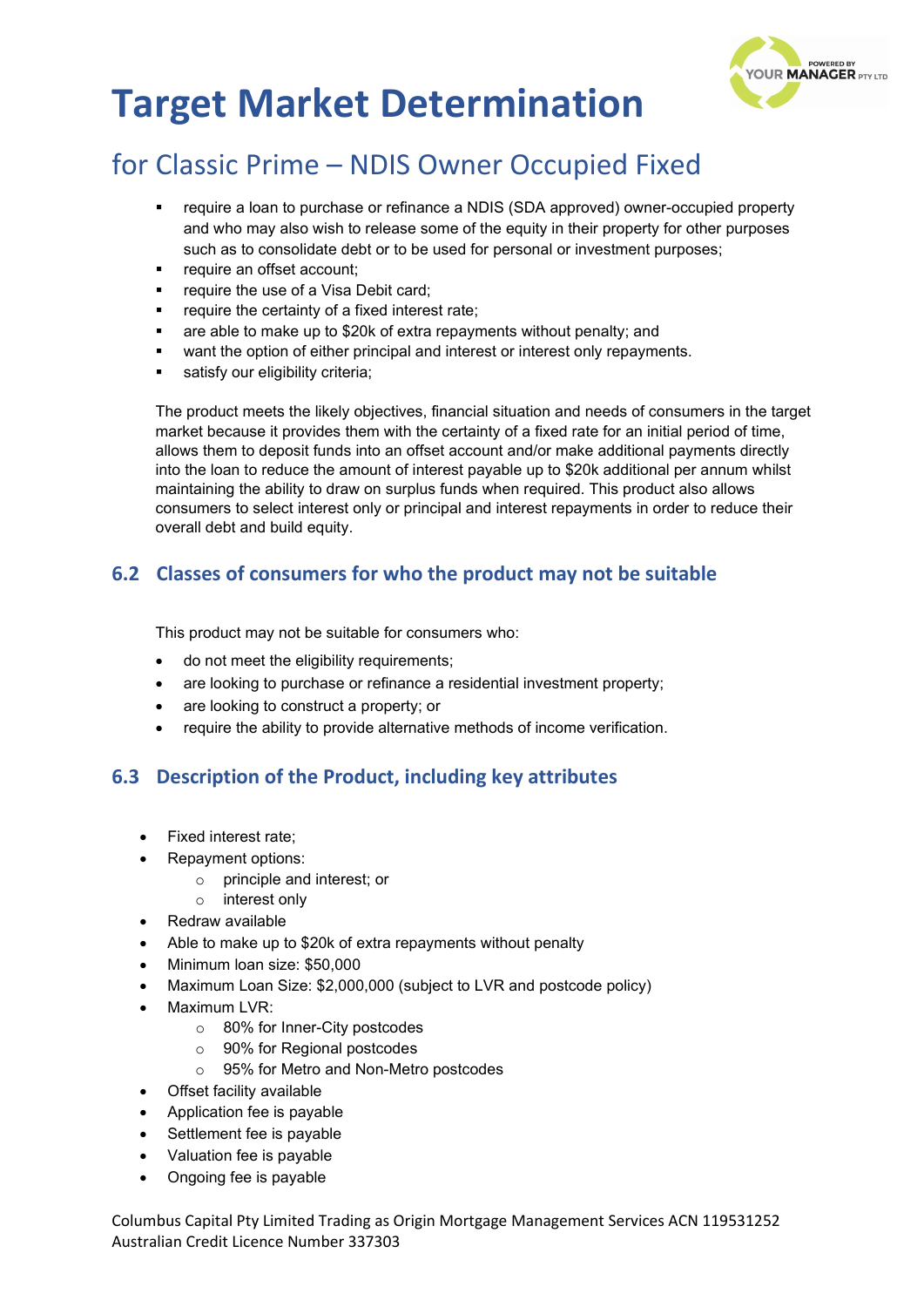# Target Market Determination

## for Classic Prime – NDIS Owner Occupied Fixed

- require a loan to purchase or refinance a NDIS (SDA approved) owner-occupied property and who may also wish to release some of the equity in their property for other purposes such as to consolidate debt or to be used for personal or investment purposes;
- require an offset account;
- require the use of a Visa Debit card;
- require the certainty of a fixed interest rate;
- are able to make up to $20k of extra repayments without penalty; and
- want the option of either principal and interest or interest only repayments.
- satisfy our eligibility criteria;

The product meets the likely objectives, financial situation and needs of consumers in the target market because it provides them with the certainty of a fixed rate for an initial period of time, allows them to deposit funds into an offset account and/or make additional payments directly into the loan to reduce the amount of interest payable up to $20k additional per annum whilst maintaining the ability to draw on surplus funds when required. This product also allows consumers to select interest only or principal and interest repayments in order to reduce their overall debt and build equity.

### 6.2 Classes of consumers for who the product may not be suitable

This product may not be suitable for consumers who:

- do not meet the eligibility requirements;
- are looking to purchase or refinance a residential investment property;
- are looking to construct a property; or
- require the ability to provide alternative methods of income verification.

### 6.3 Description of the Product, including key attributes

- Fixed interest rate;
- Repayment options:
  - principle and interest; or
  - interest only
- Redraw available
- Able to make up to $20k of extra repayments without penalty
- Minimum loan size: $50,000
- Maximum Loan Size: $2,000,000 (subject to LVR and postcode policy)
- Maximum LVR:
  - 80% for Inner-City postcodes
  - 90% for Regional postcodes
  - 95% for Metro and Non-Metro postcodes
- Offset facility available
- Application fee is payable
- Settlement fee is payable
- Valuation fee is payable
- Ongoing fee is payable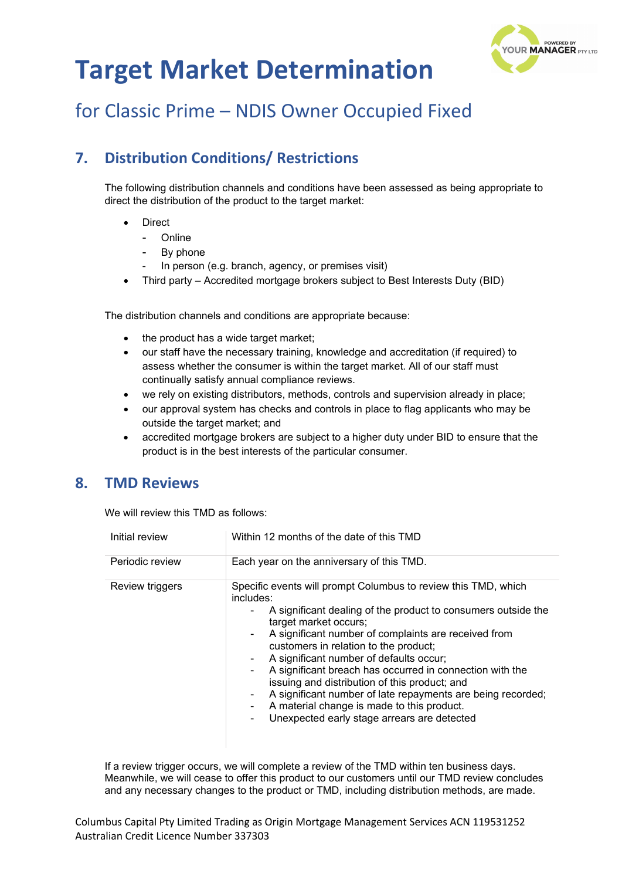# Target Market Determination

## for Classic Prime – NDIS Owner Occupied Fixed

## 7. Distribution Conditions/ Restrictions

The following distribution channels and conditions have been assessed as being appropriate to direct the distribution of the product to the target market:

- Direct
  - Online
  - By phone
  - In person (e.g. branch, agency, or premises visit)
- Third party – Accredited mortgage brokers subject to Best Interests Duty (BID)

The distribution channels and conditions are appropriate because:

- the product has a wide target market;
- our staff have the necessary training, knowledge and accreditation (if required) to assess whether the consumer is within the target market. All of our staff must continually satisfy annual compliance reviews.
- we rely on existing distributors, methods, controls and supervision already in place;
- our approval system has checks and controls in place to flag applicants who may be outside the target market; and
- accredited mortgage brokers are subject to a higher duty under BID to ensure that the product is in the best interests of the particular consumer.

## 8. TMD Reviews

We will review this TMD as follows:

| | |
|---|---|
| Initial review | Within 12 months of the date of this TMD |
| Periodic review | Each year on the anniversary of this TMD. |
| Review triggers | Specific events will prompt Columbus to review this TMD, which includes:<br>- A significant dealing of the product to consumers outside the target market occurs;<br>- A significant number of complaints are received from customers in relation to the product;<br>- A significant number of defaults occur;<br>- A significant breach has occurred in connection with the issuing and distribution of this product; and<br>- A significant number of late repayments are being recorded;<br>- A material change is made to this product.<br>- Unexpected early stage arrears are detected |

If a review trigger occurs, we will complete a review of the TMD within ten business days. Meanwhile, we will cease to offer this product to our customers until our TMD review concludes and any necessary changes to the product or TMD, including distribution methods, are made.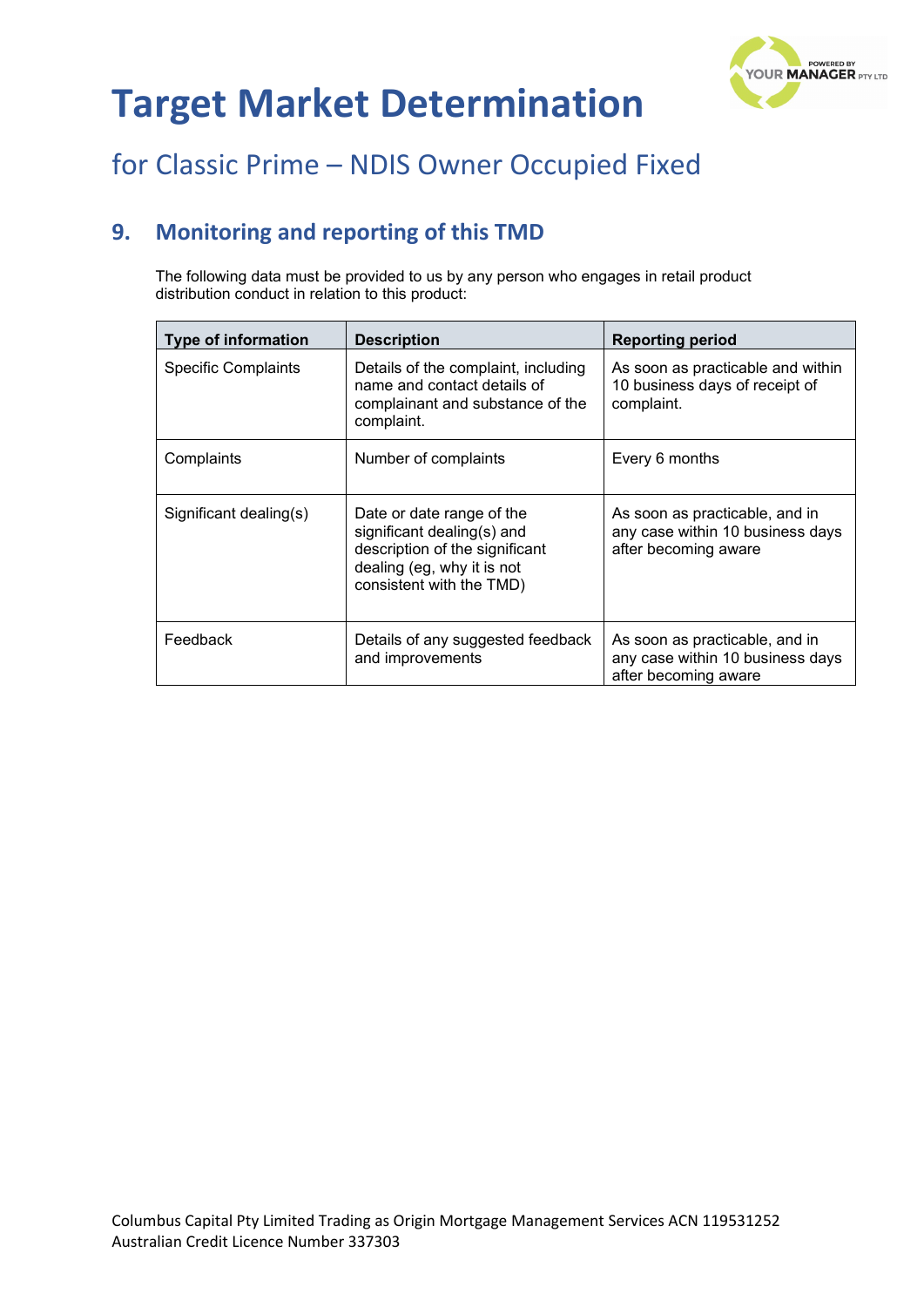# Target Market Determination

## for Classic Prime – NDIS Owner Occupied Fixed

## 9. Monitoring and reporting of this TMD

The following data must be provided to us by any person who engages in retail product distribution conduct in relation to this product:

| Type of information | Description | Reporting period |
|---|---|---|
| Specific Complaints | Details of the complaint, including name and contact details of complainant and substance of the complaint. | As soon as practicable and within 10 business days of receipt of complaint. |
| Complaints | Number of complaints | Every 6 months |
| Significant dealing(s) | Date or date range of the significant dealing(s) and description of the significant dealing (eg, why it is not consistent with the TMD) | As soon as practicable, and in any case within 10 business days after becoming aware |
| Feedback | Details of any suggested feedback and improvements | As soon as practicable, and in any case within 10 business days after becoming aware |